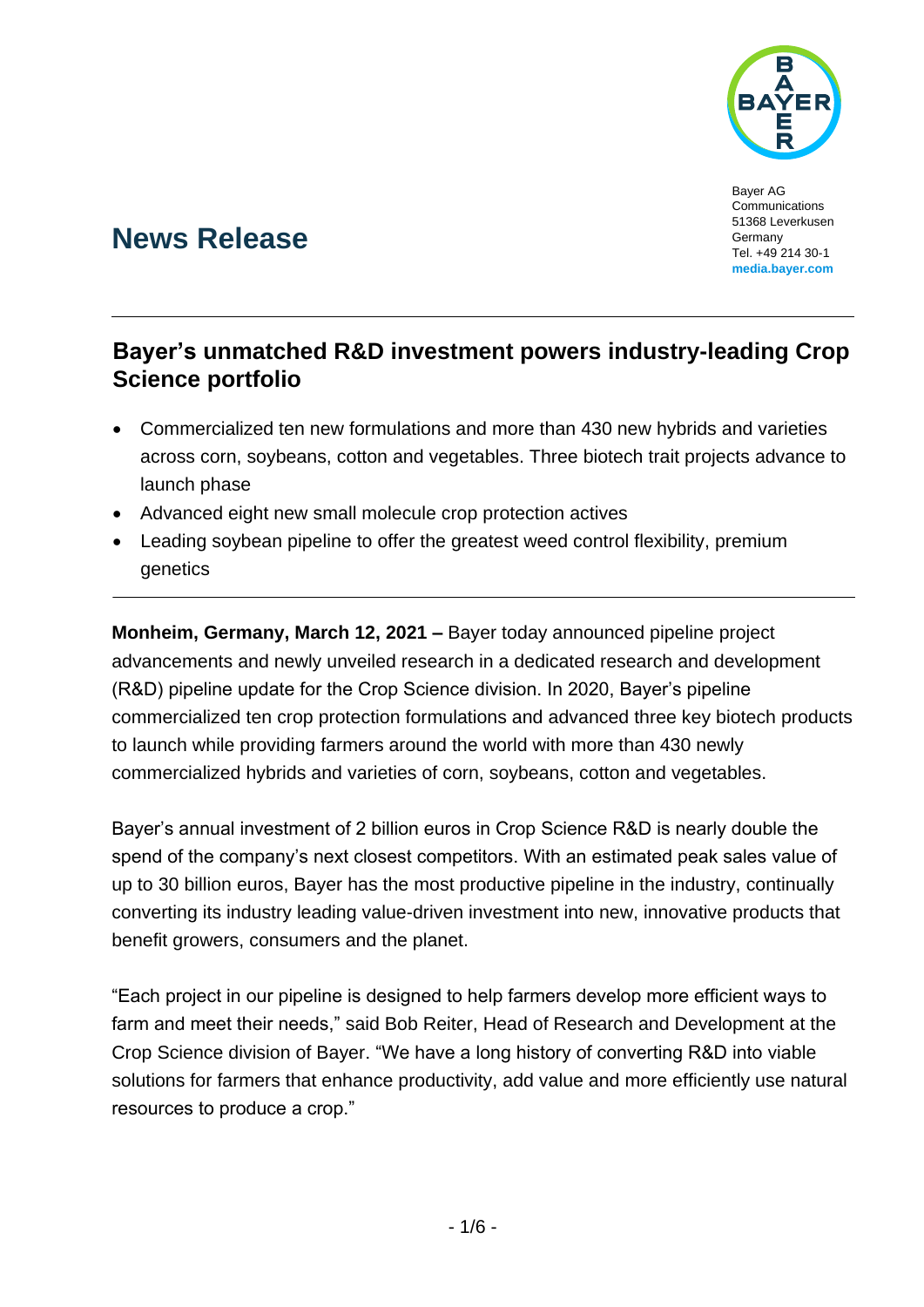Bayer AG
Communications
51368 Leverkusen
Germany
Tel. +49 214 30-1
**media.bayer.com**

# News Release

## Bayer's unmatched R&D investment powers industry-leading Crop Science portfolio

- Commercialized ten new formulations and more than 430 new hybrids and varieties across corn, soybeans, cotton and vegetables. Three biotech trait projects advance to launch phase
- Advanced eight new small molecule crop protection actives
- Leading soybean pipeline to offer the greatest weed control flexibility, premium genetics

**Monheim, Germany, March 12, 2021 –** Bayer today announced pipeline project advancements and newly unveiled research in a dedicated research and development (R&D) pipeline update for the Crop Science division. In 2020, Bayer's pipeline commercialized ten crop protection formulations and advanced three key biotech products to launch while providing farmers around the world with more than 430 newly commercialized hybrids and varieties of corn, soybeans, cotton and vegetables.

Bayer's annual investment of 2 billion euros in Crop Science R&D is nearly double the spend of the company's next closest competitors. With an estimated peak sales value of up to 30 billion euros, Bayer has the most productive pipeline in the industry, continually converting its industry leading value-driven investment into new, innovative products that benefit growers, consumers and the planet.

"Each project in our pipeline is designed to help farmers develop more efficient ways to farm and meet their needs," said Bob Reiter, Head of Research and Development at the Crop Science division of Bayer. "We have a long history of converting R&D into viable solutions for farmers that enhance productivity, add value and more efficiently use natural resources to produce a crop."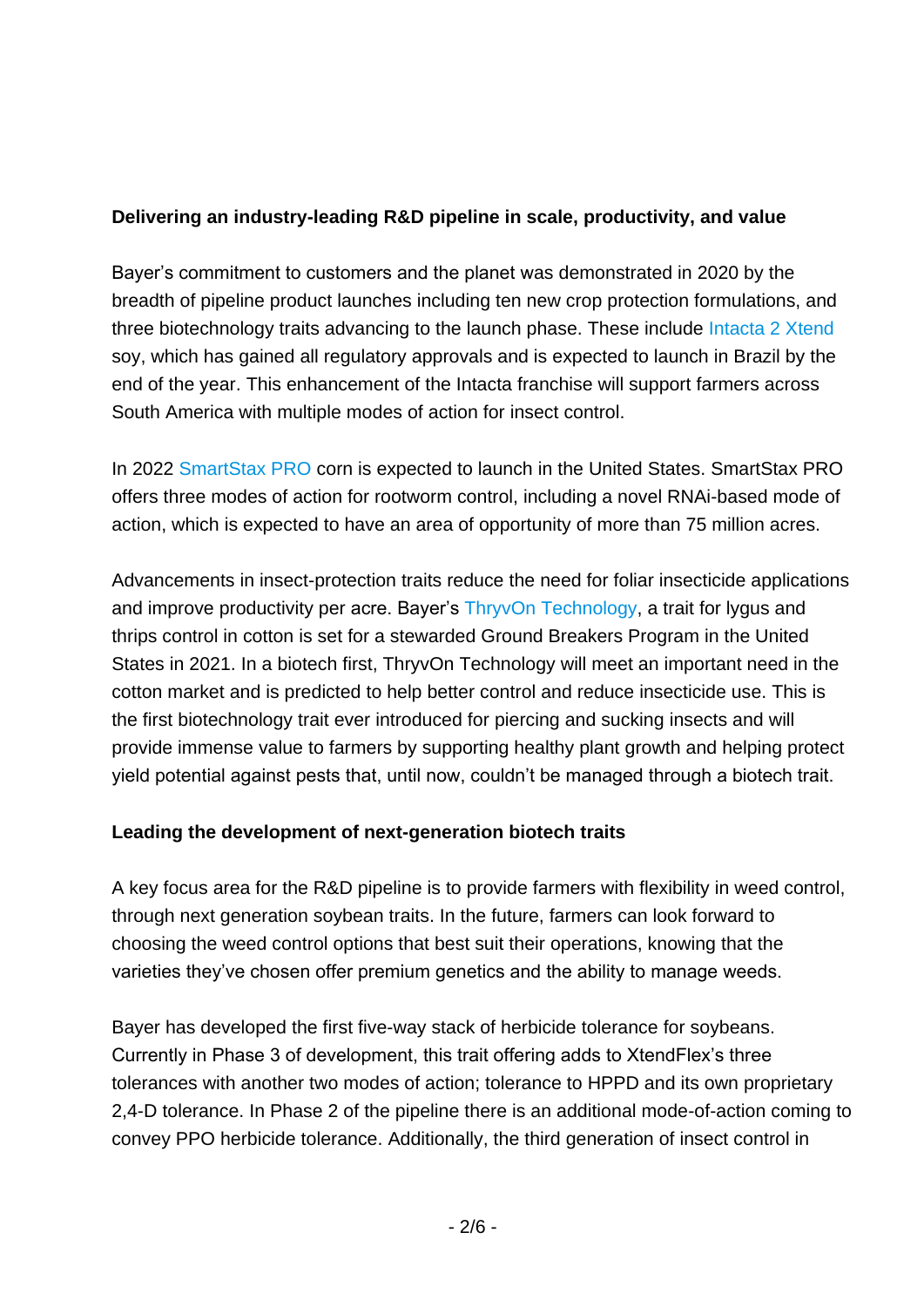**Delivering an industry-leading R&D pipeline in scale, productivity, and value**

Bayer's commitment to customers and the planet was demonstrated in 2020 by the breadth of pipeline product launches including ten new crop protection formulations, and three biotechnology traits advancing to the launch phase. These include Intacta 2 Xtend soy, which has gained all regulatory approvals and is expected to launch in Brazil by the end of the year. This enhancement of the Intacta franchise will support farmers across South America with multiple modes of action for insect control.

In 2022 SmartStax PRO corn is expected to launch in the United States. SmartStax PRO offers three modes of action for rootworm control, including a novel RNAi-based mode of action, which is expected to have an area of opportunity of more than 75 million acres.

Advancements in insect-protection traits reduce the need for foliar insecticide applications and improve productivity per acre. Bayer's ThryvOn Technology, a trait for lygus and thrips control in cotton is set for a stewarded Ground Breakers Program in the United States in 2021. In a biotech first, ThryvOn Technology will meet an important need in the cotton market and is predicted to help better control and reduce insecticide use. This is the first biotechnology trait ever introduced for piercing and sucking insects and will provide immense value to farmers by supporting healthy plant growth and helping protect yield potential against pests that, until now, couldn't be managed through a biotech trait.

**Leading the development of next-generation biotech traits**

A key focus area for the R&D pipeline is to provide farmers with flexibility in weed control, through next generation soybean traits. In the future, farmers can look forward to choosing the weed control options that best suit their operations, knowing that the varieties they've chosen offer premium genetics and the ability to manage weeds.

Bayer has developed the first five-way stack of herbicide tolerance for soybeans. Currently in Phase 3 of development, this trait offering adds to XtendFlex's three tolerances with another two modes of action; tolerance to HPPD and its own proprietary 2,4-D tolerance. In Phase 2 of the pipeline there is an additional mode-of-action coming to convey PPO herbicide tolerance. Additionally, the third generation of insect control in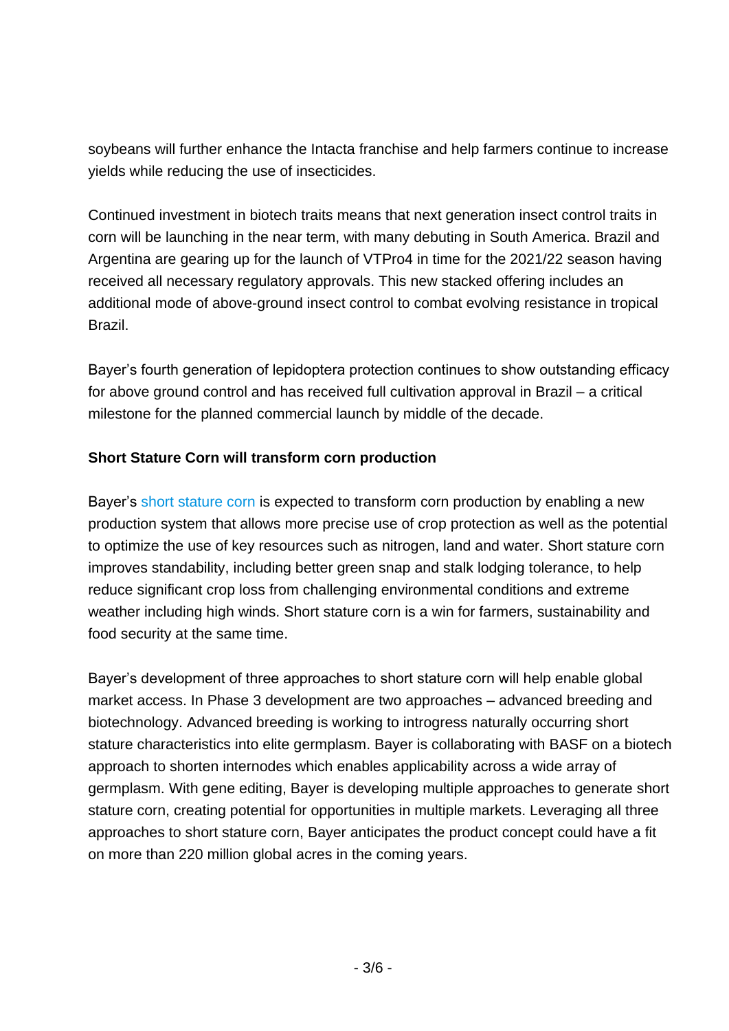soybeans will further enhance the Intacta franchise and help farmers continue to increase yields while reducing the use of insecticides.

Continued investment in biotech traits means that next generation insect control traits in corn will be launching in the near term, with many debuting in South America. Brazil and Argentina are gearing up for the launch of VTPro4 in time for the 2021/22 season having received all necessary regulatory approvals. This new stacked offering includes an additional mode of above-ground insect control to combat evolving resistance in tropical Brazil.

Bayer's fourth generation of lepidoptera protection continues to show outstanding efficacy for above ground control and has received full cultivation approval in Brazil – a critical milestone for the planned commercial launch by middle of the decade.

**Short Stature Corn will transform corn production**

Bayer's short stature corn is expected to transform corn production by enabling a new production system that allows more precise use of crop protection as well as the potential to optimize the use of key resources such as nitrogen, land and water. Short stature corn improves standability, including better green snap and stalk lodging tolerance, to help reduce significant crop loss from challenging environmental conditions and extreme weather including high winds. Short stature corn is a win for farmers, sustainability and food security at the same time.

Bayer's development of three approaches to short stature corn will help enable global market access. In Phase 3 development are two approaches – advanced breeding and biotechnology. Advanced breeding is working to introgress naturally occurring short stature characteristics into elite germplasm. Bayer is collaborating with BASF on a biotech approach to shorten internodes which enables applicability across a wide array of germplasm. With gene editing, Bayer is developing multiple approaches to generate short stature corn, creating potential for opportunities in multiple markets. Leveraging all three approaches to short stature corn, Bayer anticipates the product concept could have a fit on more than 220 million global acres in the coming years.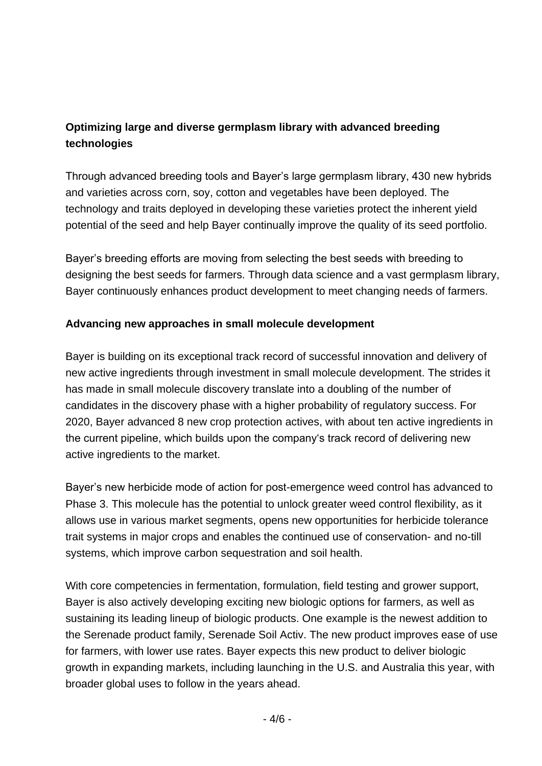**Optimizing large and diverse germplasm library with advanced breeding technologies**

Through advanced breeding tools and Bayer's large germplasm library, 430 new hybrids and varieties across corn, soy, cotton and vegetables have been deployed. The technology and traits deployed in developing these varieties protect the inherent yield potential of the seed and help Bayer continually improve the quality of its seed portfolio.

Bayer's breeding efforts are moving from selecting the best seeds with breeding to designing the best seeds for farmers. Through data science and a vast germplasm library, Bayer continuously enhances product development to meet changing needs of farmers.

**Advancing new approaches in small molecule development**

Bayer is building on its exceptional track record of successful innovation and delivery of new active ingredients through investment in small molecule development. The strides it has made in small molecule discovery translate into a doubling of the number of candidates in the discovery phase with a higher probability of regulatory success. For 2020, Bayer advanced 8 new crop protection actives, with about ten active ingredients in the current pipeline, which builds upon the company's track record of delivering new active ingredients to the market.

Bayer's new herbicide mode of action for post-emergence weed control has advanced to Phase 3. This molecule has the potential to unlock greater weed control flexibility, as it allows use in various market segments, opens new opportunities for herbicide tolerance trait systems in major crops and enables the continued use of conservation- and no-till systems, which improve carbon sequestration and soil health.

With core competencies in fermentation, formulation, field testing and grower support, Bayer is also actively developing exciting new biologic options for farmers, as well as sustaining its leading lineup of biologic products. One example is the newest addition to the Serenade product family, Serenade Soil Activ. The new product improves ease of use for farmers, with lower use rates. Bayer expects this new product to deliver biologic growth in expanding markets, including launching in the U.S. and Australia this year, with broader global uses to follow in the years ahead.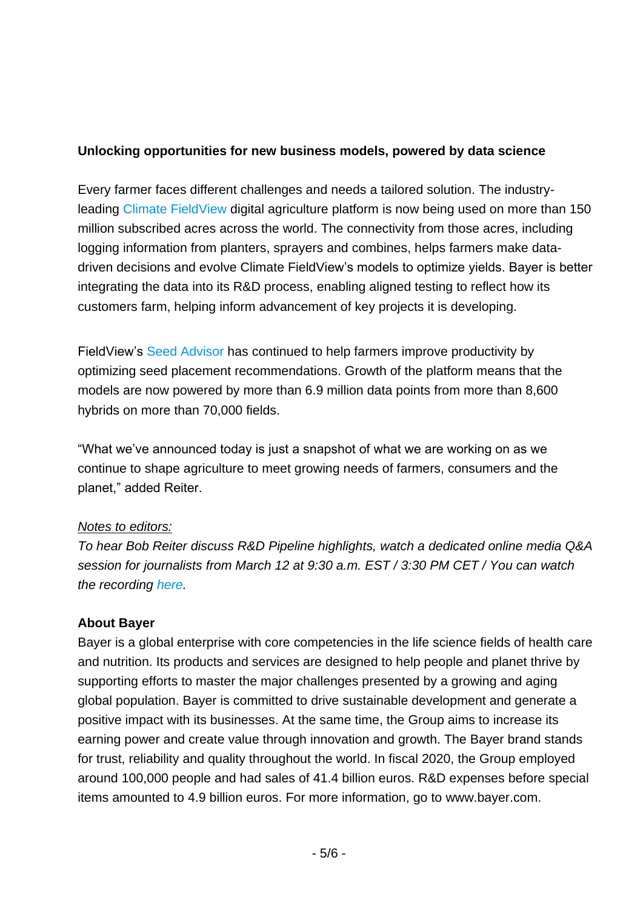**Unlocking opportunities for new business models, powered by data science**

Every farmer faces different challenges and needs a tailored solution. The industry-leading Climate FieldView digital agriculture platform is now being used on more than 150 million subscribed acres across the world. The connectivity from those acres, including logging information from planters, sprayers and combines, helps farmers make data-driven decisions and evolve Climate FieldView's models to optimize yields. Bayer is better integrating the data into its R&D process, enabling aligned testing to reflect how its customers farm, helping inform advancement of key projects it is developing.

FieldView's Seed Advisor has continued to help farmers improve productivity by optimizing seed placement recommendations. Growth of the platform means that the models are now powered by more than 6.9 million data points from more than 8,600 hybrids on more than 70,000 fields.

"What we've announced today is just a snapshot of what we are working on as we continue to shape agriculture to meet growing needs of farmers, consumers and the planet," added Reiter.

*Notes to editors:*
*To hear Bob Reiter discuss R&D Pipeline highlights, watch a dedicated online media Q&A session for journalists from March 12 at 9:30 a.m. EST / 3:30 PM CET / You can watch the recording here.*

**About Bayer**
Bayer is a global enterprise with core competencies in the life science fields of health care and nutrition. Its products and services are designed to help people and planet thrive by supporting efforts to master the major challenges presented by a growing and aging global population. Bayer is committed to drive sustainable development and generate a positive impact with its businesses. At the same time, the Group aims to increase its earning power and create value through innovation and growth. The Bayer brand stands for trust, reliability and quality throughout the world. In fiscal 2020, the Group employed around 100,000 people and had sales of 41.4 billion euros. R&D expenses before special items amounted to 4.9 billion euros. For more information, go to www.bayer.com.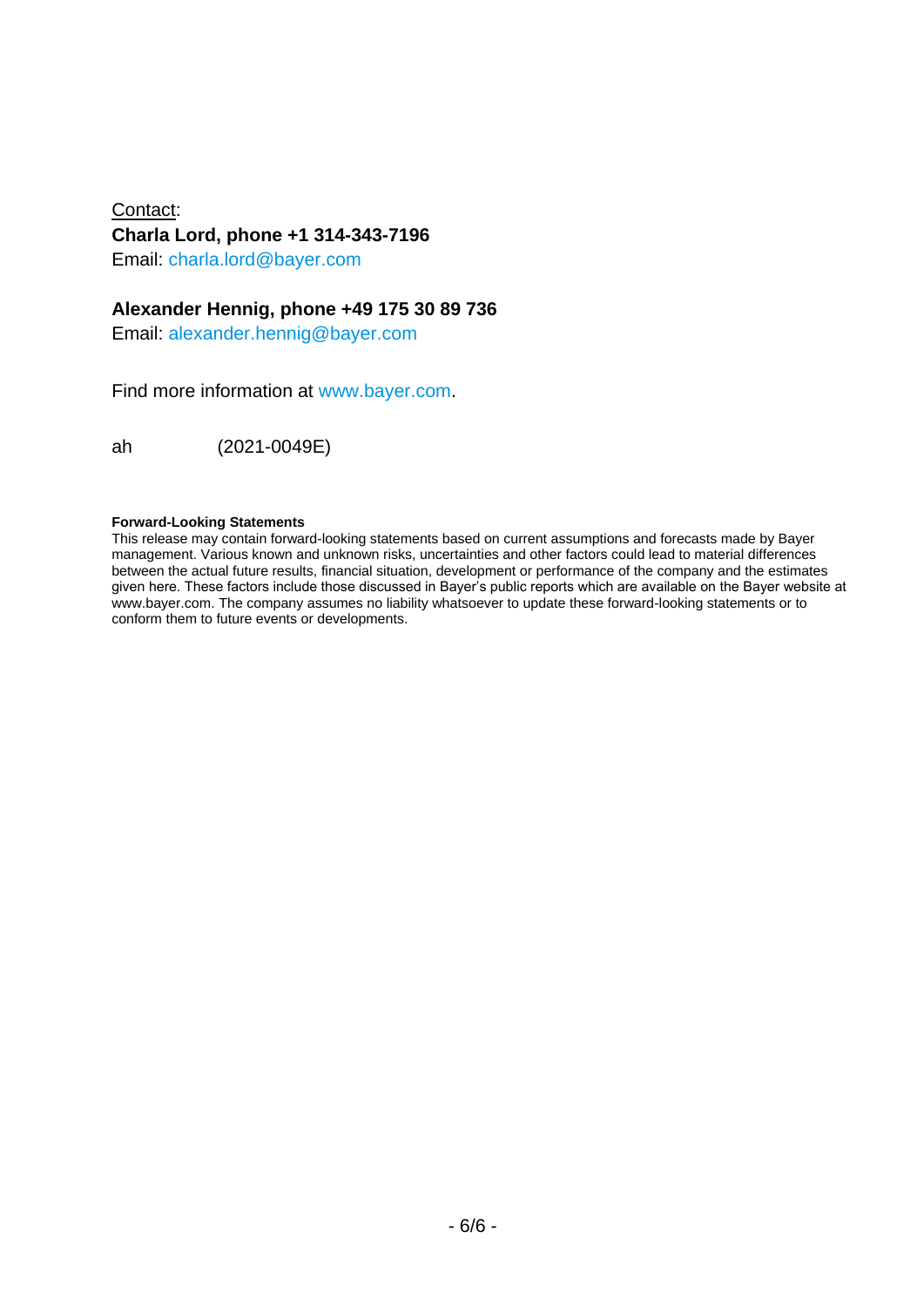Contact:

**Charla Lord, phone +1 314-343-7196**
Email: charla.lord@bayer.com

**Alexander Hennig, phone +49 175 30 89 736**
Email: alexander.hennig@bayer.com

Find more information at www.bayer.com.

ah (2021-0049E)

**Forward-Looking Statements**
This release may contain forward-looking statements based on current assumptions and forecasts made by Bayer management. Various known and unknown risks, uncertainties and other factors could lead to material differences between the actual future results, financial situation, development or performance of the company and the estimates given here. These factors include those discussed in Bayer's public reports which are available on the Bayer website at www.bayer.com. The company assumes no liability whatsoever to update these forward-looking statements or to conform them to future events or developments.